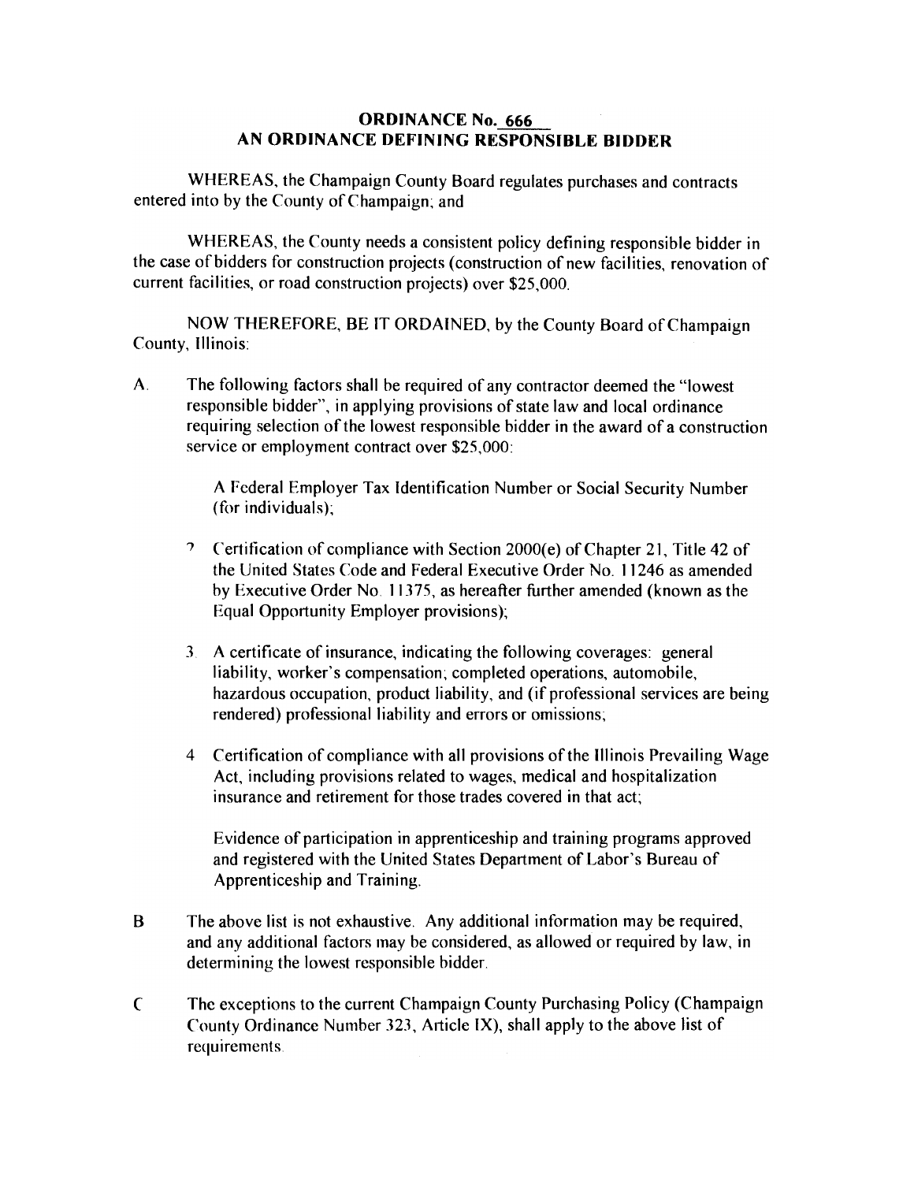# ORDINANCE No. 666
# AN ORDINANCE DEFINING RESPONSIBLE BIDDER

WHEREAS, the Champaign County Board regulates purchases and contracts entered into by the County of Champaign; and

WHEREAS, the County needs a consistent policy defining responsible bidder in the case of bidders for construction projects (construction of new facilities, renovation of current facilities, or road construction projects) over $25,000.

NOW THEREFORE, BE IT ORDAINED, by the County Board of Champaign County, Illinois:

A. The following factors shall be required of any contractor deemed the "lowest responsible bidder", in applying provisions of state law and local ordinance requiring selection of the lowest responsible bidder in the award of a construction service or employment contract over $25,000:

   A Federal Employer Tax Identification Number or Social Security Number (for individuals);

   2. Certification of compliance with Section 2000(e) of Chapter 21, Title 42 of the United States Code and Federal Executive Order No. 11246 as amended by Executive Order No. 11375, as hereafter further amended (known as the Equal Opportunity Employer provisions);

   3. A certificate of insurance, indicating the following coverages: general liability, worker's compensation; completed operations, automobile, hazardous occupation, product liability, and (if professional services are being rendered) professional liability and errors or omissions;

   4. Certification of compliance with all provisions of the Illinois Prevailing Wage Act, including provisions related to wages, medical and hospitalization insurance and retirement for those trades covered in that act;

   Evidence of participation in apprenticeship and training programs approved and registered with the United States Department of Labor's Bureau of Apprenticeship and Training.

B. The above list is not exhaustive. Any additional information may be required, and any additional factors may be considered, as allowed or required by law, in determining the lowest responsible bidder.

C. The exceptions to the current Champaign County Purchasing Policy (Champaign County Ordinance Number 323, Article IX), shall apply to the above list of requirements.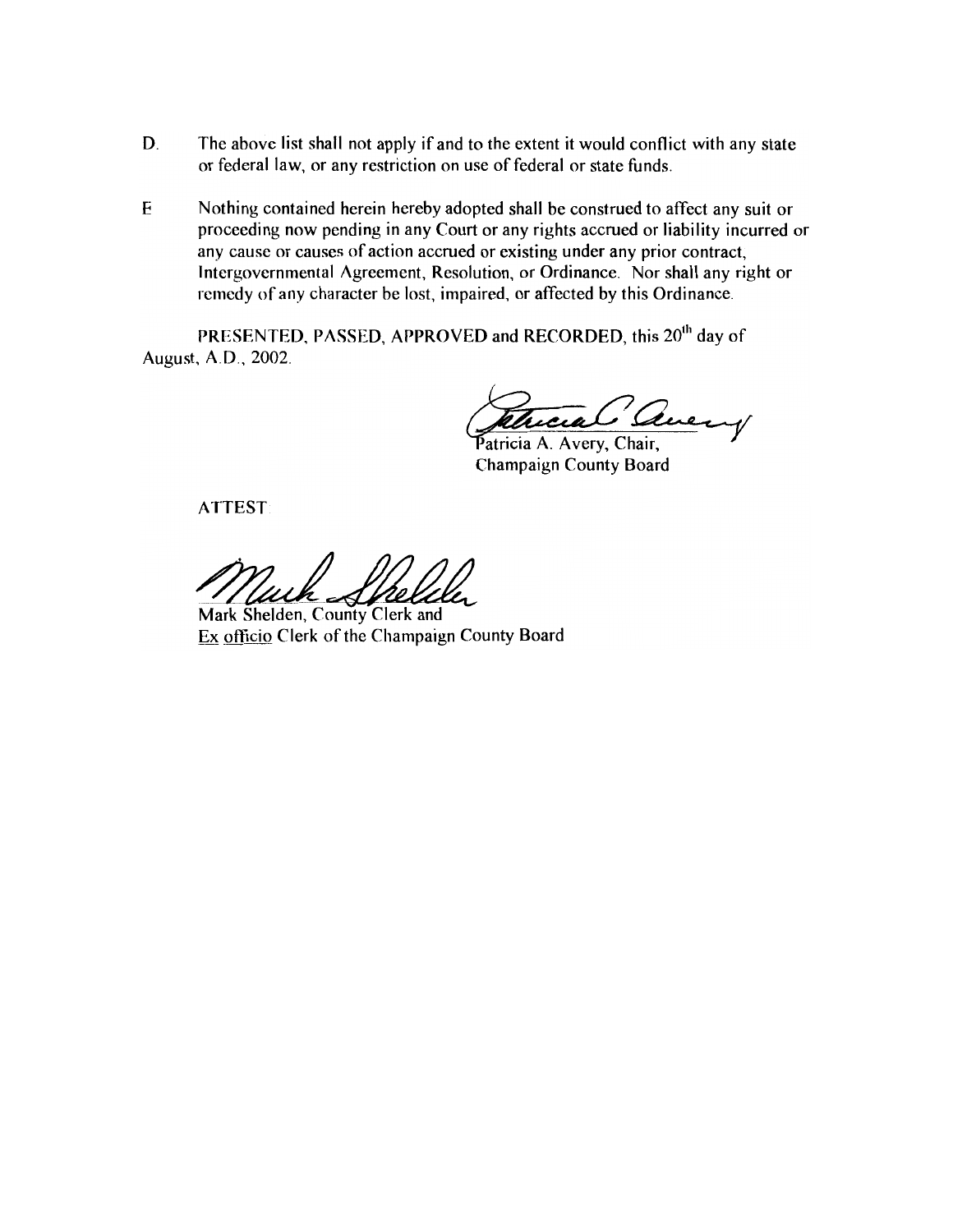D. The above list shall not apply if and to the extent it would conflict with any state or federal law, or any restriction on use of federal or state funds.

E Nothing contained herein hereby adopted shall be construed to affect any suit or proceeding now pending in any Court or any rights accrued or liability incurred or any cause or causes of action accrued or existing under any prior contract, Intergovernmental Agreement, Resolution, or Ordinance. Nor shall any right or remedy of any character be lost, impaired, or affected by this Ordinance.

PRESENTED, PASSED, APPROVED and RECORDED, this 20th day of August, A.D., 2002.

Patricia A. Avery, Chair,
Champaign County Board

ATTEST:

Mark Shelden, County Clerk and
*Ex officio* Clerk of the Champaign County Board